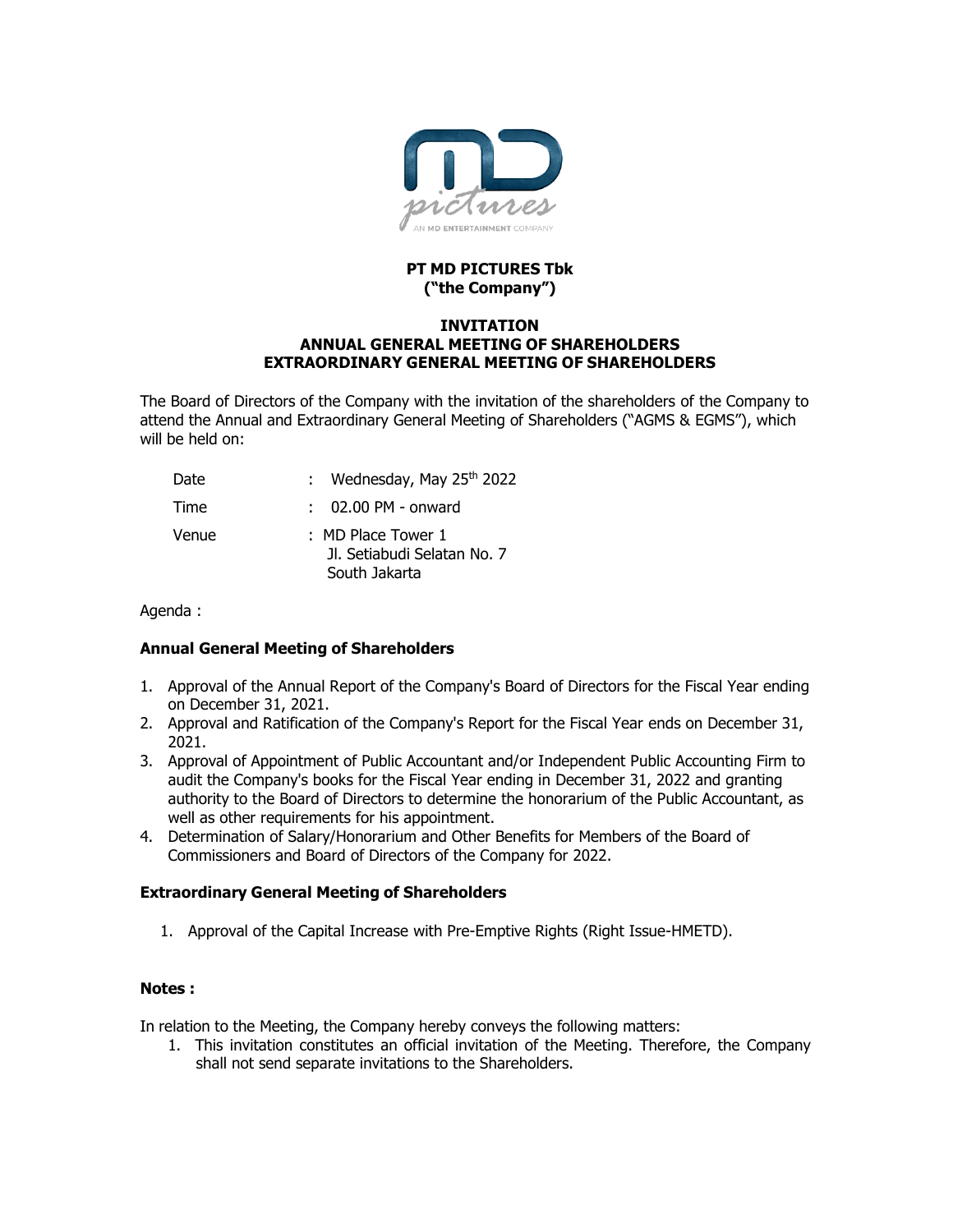**PT MD PICTURES Tbk**
**("the Company")**

**INVITATION**
**ANNUAL GENERAL MEETING OF SHAREHOLDERS**
**EXTRAORDINARY GENERAL MEETING OF SHAREHOLDERS**

The Board of Directors of the Company with the invitation of the shareholders of the Company to attend the Annual and Extraordinary General Meeting of Shareholders ("AGMS & EGMS"), which will be held on:

| | | |
|---|---|---|
| Date | : | Wednesday, May 25th 2022 |
| Time | : | 02.00 PM - onward |
| Venue | : | MD Place Tower 1<br>Jl. Setiabudi Selatan No. 7<br>South Jakarta |

Agenda :

**Annual General Meeting of Shareholders**

1. Approval of the Annual Report of the Company's Board of Directors for the Fiscal Year ending on December 31, 2021.
2. Approval and Ratification of the Company's Report for the Fiscal Year ends on December 31, 2021.
3. Approval of Appointment of Public Accountant and/or Independent Public Accounting Firm to audit the Company's books for the Fiscal Year ending in December 31, 2022 and granting authority to the Board of Directors to determine the honorarium of the Public Accountant, as well as other requirements for his appointment.
4. Determination of Salary/Honorarium and Other Benefits for Members of the Board of Commissioners and Board of Directors of the Company for 2022.

**Extraordinary General Meeting of Shareholders**

1. Approval of the Capital Increase with Pre-Emptive Rights (Right Issue-HMETD).

**Notes :**

In relation to the Meeting, the Company hereby conveys the following matters:

1. This invitation constitutes an official invitation of the Meeting. Therefore, the Company shall not send separate invitations to the Shareholders.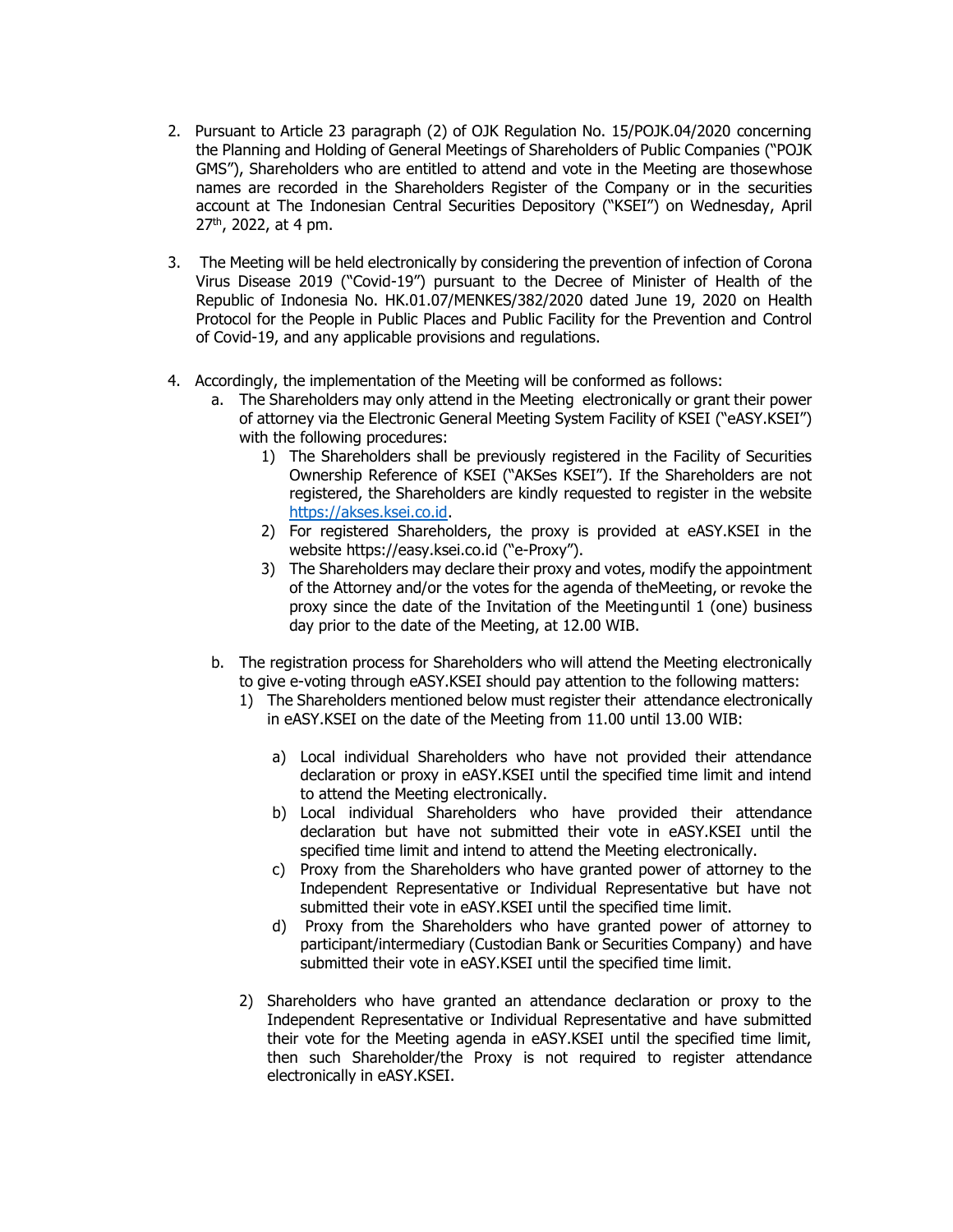2. Pursuant to Article 23 paragraph (2) of OJK Regulation No. 15/POJK.04/2020 concerning the Planning and Holding of General Meetings of Shareholders of Public Companies ("POJK GMS"), Shareholders who are entitled to attend and vote in the Meeting are thosewhose names are recorded in the Shareholders Register of the Company or in the securities account at The Indonesian Central Securities Depository ("KSEI") on Wednesday, April 27th, 2022, at 4 pm.

3. The Meeting will be held electronically by considering the prevention of infection of Corona Virus Disease 2019 ("Covid-19") pursuant to the Decree of Minister of Health of the Republic of Indonesia No. HK.01.07/MENKES/382/2020 dated June 19, 2020 on Health Protocol for the People in Public Places and Public Facility for the Prevention and Control of Covid-19, and any applicable provisions and regulations.

4. Accordingly, the implementation of the Meeting will be conformed as follows:
   a. The Shareholders may only attend in the Meeting electronically or grant their power of attorney via the Electronic General Meeting System Facility of KSEI ("eASY.KSEI") with the following procedures:
      1) The Shareholders shall be previously registered in the Facility of Securities Ownership Reference of KSEI ("AKSes KSEI"). If the Shareholders are not registered, the Shareholders are kindly requested to register in the website https://akses.ksei.co.id.
      2) For registered Shareholders, the proxy is provided at eASY.KSEI in the website https://easy.ksei.co.id ("e-Proxy").
      3) The Shareholders may declare their proxy and votes, modify the appointment of the Attorney and/or the votes for the agenda of theMeeting, or revoke the proxy since the date of the Invitation of the Meetinguntil 1 (one) business day prior to the date of the Meeting, at 12.00 WIB.

   b. The registration process for Shareholders who will attend the Meeting electronically to give e-voting through eASY.KSEI should pay attention to the following matters:
      1) The Shareholders mentioned below must register their attendance electronically in eASY.KSEI on the date of the Meeting from 11.00 until 13.00 WIB:

         a) Local individual Shareholders who have not provided their attendance declaration or proxy in eASY.KSEI until the specified time limit and intend to attend the Meeting electronically.
         b) Local individual Shareholders who have provided their attendance declaration but have not submitted their vote in eASY.KSEI until the specified time limit and intend to attend the Meeting electronically.
         c) Proxy from the Shareholders who have granted power of attorney to the Independent Representative or Individual Representative but have not submitted their vote in eASY.KSEI until the specified time limit.
         d) Proxy from the Shareholders who have granted power of attorney to participant/intermediary (Custodian Bank or Securities Company) and have submitted their vote in eASY.KSEI until the specified time limit.

      2) Shareholders who have granted an attendance declaration or proxy to the Independent Representative or Individual Representative and have submitted their vote for the Meeting agenda in eASY.KSEI until the specified time limit, then such Shareholder/the Proxy is not required to register attendance electronically in eASY.KSEI.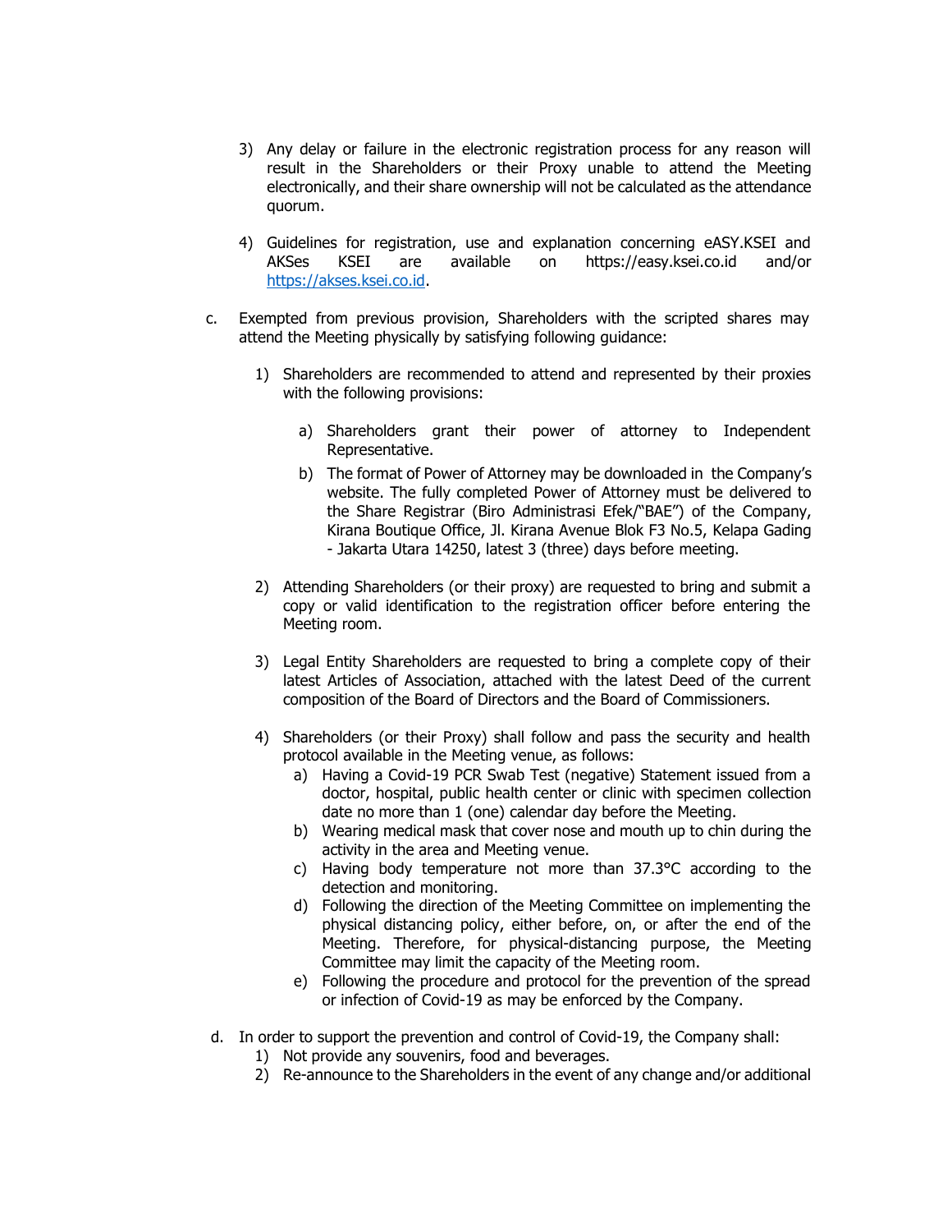3) Any delay or failure in the electronic registration process for any reason will result in the Shareholders or their Proxy unable to attend the Meeting electronically, and their share ownership will not be calculated as the attendance quorum.

4) Guidelines for registration, use and explanation concerning eASY.KSEI and AKSes KSEI are available on https://easy.ksei.co.id and/or [https://akses.ksei.co.id](https://akses.ksei.co.id).

c. Exempted from previous provision, Shareholders with the scripted shares may attend the Meeting physically by satisfying following guidance:

   1) Shareholders are recommended to attend and represented by their proxies with the following provisions:

      a) Shareholders grant their power of attorney to Independent Representative.
      b) The format of Power of Attorney may be downloaded in the Company's website. The fully completed Power of Attorney must be delivered to the Share Registrar (Biro Administrasi Efek/"BAE") of the Company, Kirana Boutique Office, Jl. Kirana Avenue Blok F3 No.5, Kelapa Gading - Jakarta Utara 14250, latest 3 (three) days before meeting.

   2) Attending Shareholders (or their proxy) are requested to bring and submit a copy or valid identification to the registration officer before entering the Meeting room.

   3) Legal Entity Shareholders are requested to bring a complete copy of their latest Articles of Association, attached with the latest Deed of the current composition of the Board of Directors and the Board of Commissioners.

   4) Shareholders (or their Proxy) shall follow and pass the security and health protocol available in the Meeting venue, as follows:
      a) Having a Covid-19 PCR Swab Test (negative) Statement issued from a doctor, hospital, public health center or clinic with specimen collection date no more than 1 (one) calendar day before the Meeting.
      b) Wearing medical mask that cover nose and mouth up to chin during the activity in the area and Meeting venue.
      c) Having body temperature not more than 37.3°C according to the detection and monitoring.
      d) Following the direction of the Meeting Committee on implementing the physical distancing policy, either before, on, or after the end of the Meeting. Therefore, for physical-distancing purpose, the Meeting Committee may limit the capacity of the Meeting room.
      e) Following the procedure and protocol for the prevention of the spread or infection of Covid-19 as may be enforced by the Company.

d. In order to support the prevention and control of Covid-19, the Company shall:
   1) Not provide any souvenirs, food and beverages.
   2) Re-announce to the Shareholders in the event of any change and/or additional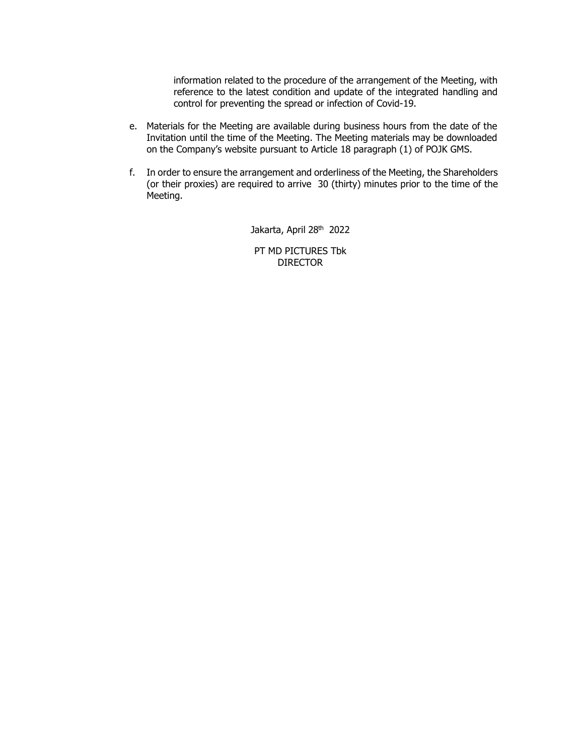information related to the procedure of the arrangement of the Meeting, with reference to the latest condition and update of the integrated handling and control for preventing the spread or infection of Covid-19.

e. Materials for the Meeting are available during business hours from the date of the Invitation until the time of the Meeting. The Meeting materials may be downloaded on the Company's website pursuant to Article 18 paragraph (1) of POJK GMS.

f. In order to ensure the arrangement and orderliness of the Meeting, the Shareholders (or their proxies) are required to arrive 30 (thirty) minutes prior to the time of the Meeting.

Jakarta, April 28th 2022

PT MD PICTURES Tbk
DIRECTOR